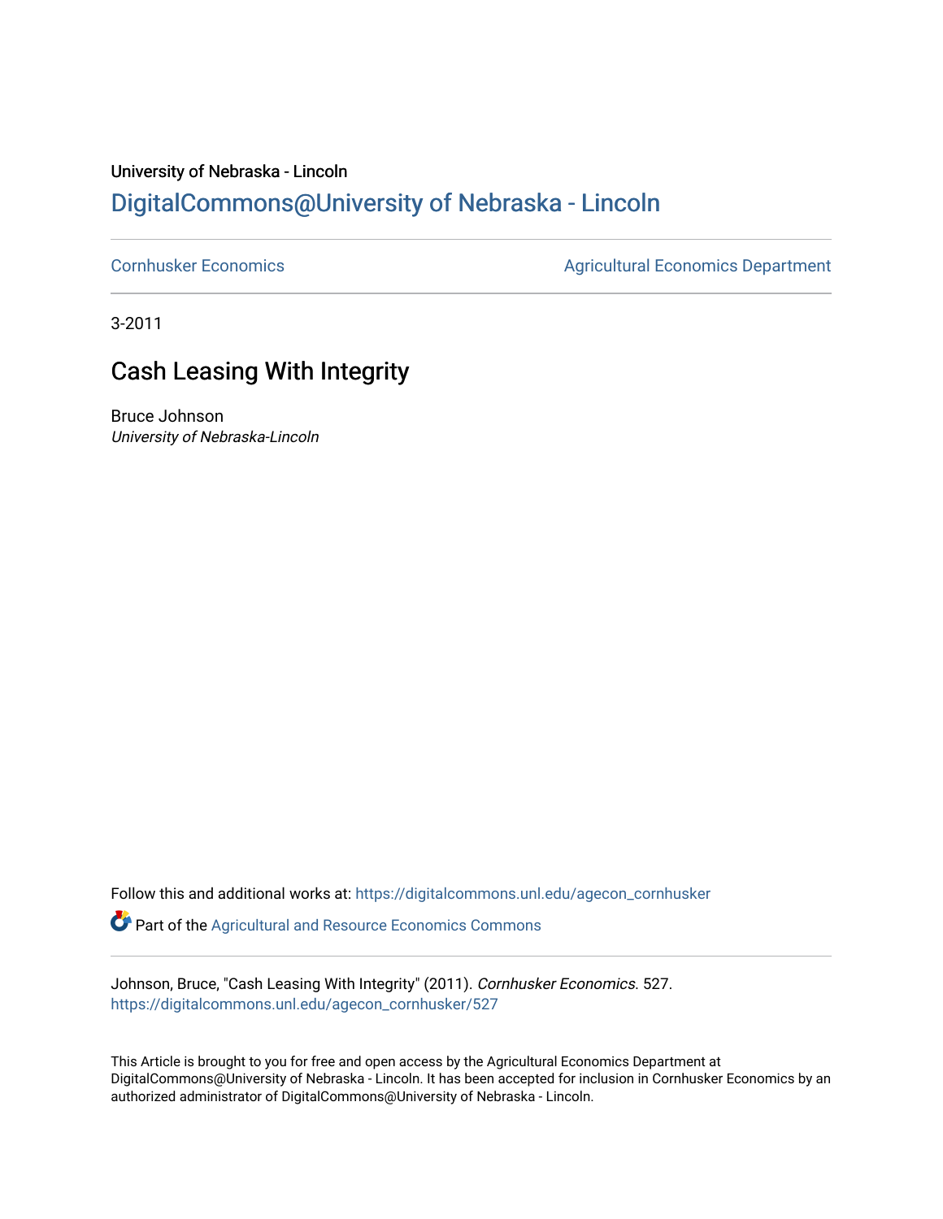University of Nebraska - Lincoln

## DigitalCommons@University of Nebraska - Lincoln

Cornhusker Economics

Agricultural Economics Department

3-2011

# Cash Leasing With Integrity

Bruce Johnson

*University of Nebraska-Lincoln*

Follow this and additional works at: https://digitalcommons.unl.edu/agecon_cornhusker

Part of the Agricultural and Resource Economics Commons

Johnson, Bruce, "Cash Leasing With Integrity" (2011). *Cornhusker Economics*. 527.
https://digitalcommons.unl.edu/agecon_cornhusker/527

This Article is brought to you for free and open access by the Agricultural Economics Department at DigitalCommons@University of Nebraska - Lincoln. It has been accepted for inclusion in Cornhusker Economics by an authorized administrator of DigitalCommons@University of Nebraska - Lincoln.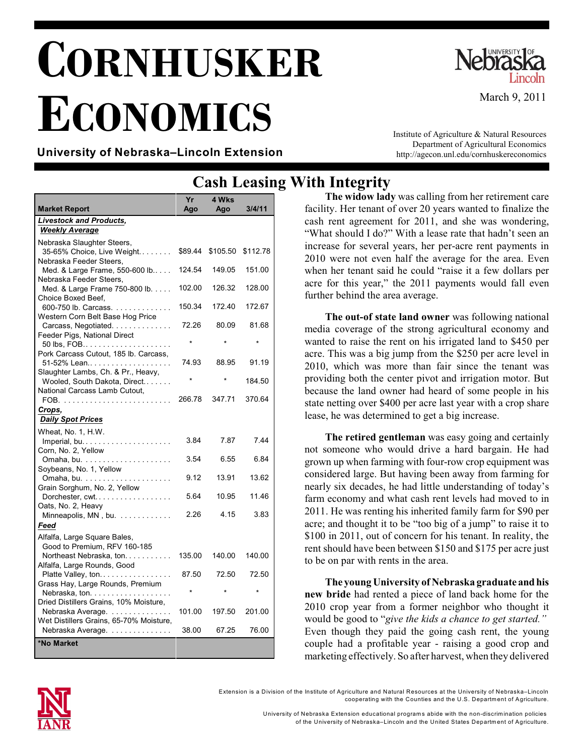# CORNHUSKER ECONOMICS

March 9, 2011

**University of Nebraska–Lincoln Extension**

Institute of Agriculture & Natural Resources
Department of Agricultural Economics
http://agecon.unl.edu/cornhuskereconomics

## Cash Leasing With Integrity

| Market Report | Yr Ago | 4 Wks Ago | 3/4/11 |
|---|---|---|---|
| ***Livestock and Products, Weekly Average*** | | | |
| Nebraska Slaughter Steers, 35-65% Choice, Live Weight. . . . . . . . | $89.44 | $105.50 | $112.78 |
| Nebraska Feeder Steers, Med. & Large Frame, 550-600 lb.. . . . | 124.54 | 149.05 | 151.00 |
| Nebraska Feeder Steers, Med. & Large Frame 750-800 lb. . . . . | 102.00 | 126.32 | 128.00 |
| Choice Boxed Beef, 600-750 lb. Carcass. . . . . . . . . . . . . . | 150.34 | 172.40 | 172.67 |
| Western Corn Belt Base Hog Price Carcass, Negotiated. . . . . . . . . . . . . | 72.26 | 80.09 | 81.68 |
| Feeder Pigs, National Direct 50 lbs, FOB.. . . . . . . . . . . . . . . . . . . . | * | * | * |
| Pork Carcass Cutout, 185 lb. Carcass, 51-52% Lean.. . . . . . . . . . . . . . . . . . | 74.93 | 88.95 | 91.19 |
| Slaughter Lambs, Ch. & Pr., Heavy, Wooled, South Dakota, Direct.. . . . . . | * | * | 184.50 |
| National Carcass Lamb Cutout, FOB. . . . . . . . . . . . . . . . . . . . . . . . . | 266.78 | 347.71 | 370.64 |
| ***Crops, Daily Spot Prices*** | | | |
| Wheat, No. 1, H.W. Imperial, bu.. . . . . . . . . . . . . . . . . . . . | 3.84 | 7.87 | 7.44 |
| Corn, No. 2, Yellow Omaha, bu. . . . . . . . . . . . . . . . . . . . . | 3.54 | 6.55 | 6.84 |
| Soybeans, No. 1, Yellow Omaha, bu. . . . . . . . . . . . . . . . . . . . . | 9.12 | 13.91 | 13.62 |
| Grain Sorghum, No. 2, Yellow Dorchester, cwt.. . . . . . . . . . . . . . . . . | 5.64 | 10.95 | 11.46 |
| Oats, No. 2, Heavy Minneapolis, MN , bu. . . . . . . . . . . . | 2.26 | 4.15 | 3.83 |
| ***Feed*** | | | |
| Alfalfa, Large Square Bales, Good to Premium, RFV 160-185 Northeast Nebraska, ton.. . . . . . . . . . . | 135.00 | 140.00 | 140.00 |
| Alfalfa, Large Rounds, Good Platte Valley, ton.. . . . . . . . . . . . . . . . | 87.50 | 72.50 | 72.50 |
| Grass Hay, Large Rounds, Premium Nebraska, ton.. . . . . . . . . . . . . . . . . . | * | * | * |
| Dried Distillers Grains, 10% Moisture, Nebraska Average. . . . . . . . . . . . . . | 101.00 | 197.50 | 201.00 |
| Wet Distillers Grains, 65-70% Moisture, Nebraska Average. . . . . . . . . . . . . . | 38.00 | 67.25 | 76.00 |
| ***No Market** | | | |

**The widow lady** was calling from her retirement care facility. Her tenant of over 20 years wanted to finalize the cash rent agreement for 2011, and she was wondering, "What should I do?" With a lease rate that hadn't seen an increase for several years, her per-acre rent payments in 2010 were not even half the average for the area. Even when her tenant said he could "raise it a few dollars per acre for this year," the 2011 payments would fall even further behind the area average.

**The out-of state land owner** was following national media coverage of the strong agricultural economy and wanted to raise the rent on his irrigated land to $450 per acre. This was a big jump from the $250 per acre level in 2010, which was more than fair since the tenant was providing both the center pivot and irrigation motor. But because the land owner had heard of some people in his state netting over $400 per acre last year with a crop share lease, he was determined to get a big increase.

**The retired gentleman** was easy going and certainly not someone who would drive a hard bargain. He had grown up when farming with four-row crop equipment was considered large. But having been away from farming for nearly six decades, he had little understanding of today's farm economy and what cash rent levels had moved to in 2011. He was renting his inherited family farm for $90 per acre; and thought it to be "too big of a jump" to raise it to $100 in 2011, out of concern for his tenant. In reality, the rent should have been between $150 and $175 per acre just to be on par with rents in the area.

**The young University of Nebraska graduate and his new bride** had rented a piece of land back home for the 2010 crop year from a former neighbor who thought it would be good to "*give the kids a chance to get started.*" Even though they paid the going cash rent, the young couple had a profitable year - raising a good crop and marketing effectively. So after harvest, when they delivered

Extension is a Division of the Institute of Agriculture and Natural Resources at the University of Nebraska–Lincoln cooperating with the Counties and the U.S. Department of Agriculture.

University of Nebraska Extension educational programs abide with the non-discrimination policies of the University of Nebraska–Lincoln and the United States Department of Agriculture.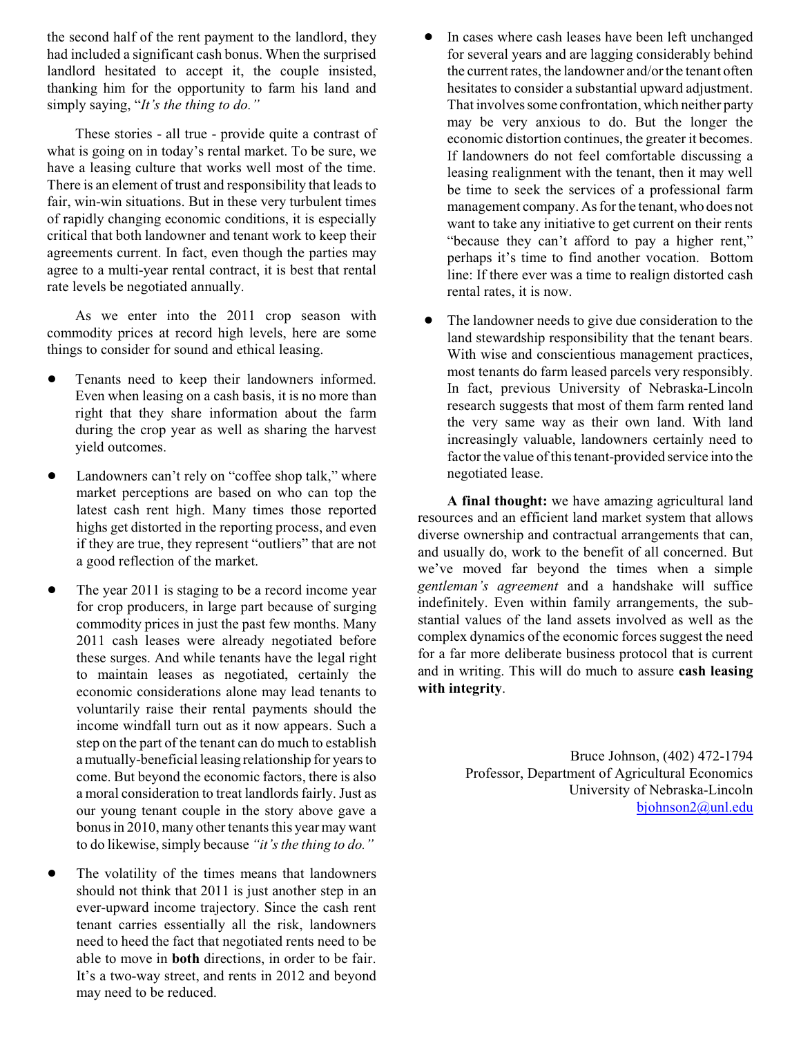the second half of the rent payment to the landlord, they had included a significant cash bonus. When the surprised landlord hesitated to accept it, the couple insisted, thanking him for the opportunity to farm his land and simply saying, "*It's the thing to do.*"

These stories - all true - provide quite a contrast of what is going on in today's rental market. To be sure, we have a leasing culture that works well most of the time. There is an element of trust and responsibility that leads to fair, win-win situations. But in these very turbulent times of rapidly changing economic conditions, it is especially critical that both landowner and tenant work to keep their agreements current. In fact, even though the parties may agree to a multi-year rental contract, it is best that rental rate levels be negotiated annually.

As we enter into the 2011 crop season with commodity prices at record high levels, here are some things to consider for sound and ethical leasing.

- Tenants need to keep their landowners informed. Even when leasing on a cash basis, it is no more than right that they share information about the farm during the crop year as well as sharing the harvest yield outcomes.
- Landowners can't rely on "coffee shop talk," where market perceptions are based on who can top the latest cash rent high. Many times those reported highs get distorted in the reporting process, and even if they are true, they represent "outliers" that are not a good reflection of the market.
- The year 2011 is staging to be a record income year for crop producers, in large part because of surging commodity prices in just the past few months. Many 2011 cash leases were already negotiated before these surges. And while tenants have the legal right to maintain leases as negotiated, certainly the economic considerations alone may lead tenants to voluntarily raise their rental payments should the income windfall turn out as it now appears. Such a step on the part of the tenant can do much to establish a mutually-beneficial leasing relationship for years to come. But beyond the economic factors, there is also a moral consideration to treat landlords fairly. Just as our young tenant couple in the story above gave a bonus in 2010, many other tenants this year may want to do likewise, simply because *"it's the thing to do."*
- The volatility of the times means that landowners should not think that 2011 is just another step in an ever-upward income trajectory. Since the cash rent tenant carries essentially all the risk, landowners need to heed the fact that negotiated rents need to be able to move in **both** directions, in order to be fair. It's a two-way street, and rents in 2012 and beyond may need to be reduced.
- In cases where cash leases have been left unchanged for several years and are lagging considerably behind the current rates, the landowner and/or the tenant often hesitates to consider a substantial upward adjustment. That involves some confrontation, which neither party may be very anxious to do. But the longer the economic distortion continues, the greater it becomes. If landowners do not feel comfortable discussing a leasing realignment with the tenant, then it may well be time to seek the services of a professional farm management company. As for the tenant, who does not want to take any initiative to get current on their rents "because they can't afford to pay a higher rent," perhaps it's time to find another vocation. Bottom line: If there ever was a time to realign distorted cash rental rates, it is now.
- The landowner needs to give due consideration to the land stewardship responsibility that the tenant bears. With wise and conscientious management practices, most tenants do farm leased parcels very responsibly. In fact, previous University of Nebraska-Lincoln research suggests that most of them farm rented land the very same way as their own land. With land increasingly valuable, landowners certainly need to factor the value of this tenant-provided service into the negotiated lease.

**A final thought:** we have amazing agricultural land resources and an efficient land market system that allows diverse ownership and contractual arrangements that can, and usually do, work to the benefit of all concerned. But we've moved far beyond the times when a simple *gentleman's agreement* and a handshake will suffice indefinitely. Even within family arrangements, the substantial values of the land assets involved as well as the complex dynamics of the economic forces suggest the need for a far more deliberate business protocol that is current and in writing. This will do much to assure **cash leasing with integrity**.

Bruce Johnson, (402) 472-1794
Professor, Department of Agricultural Economics
University of Nebraska-Lincoln
bjohnson2@unl.edu